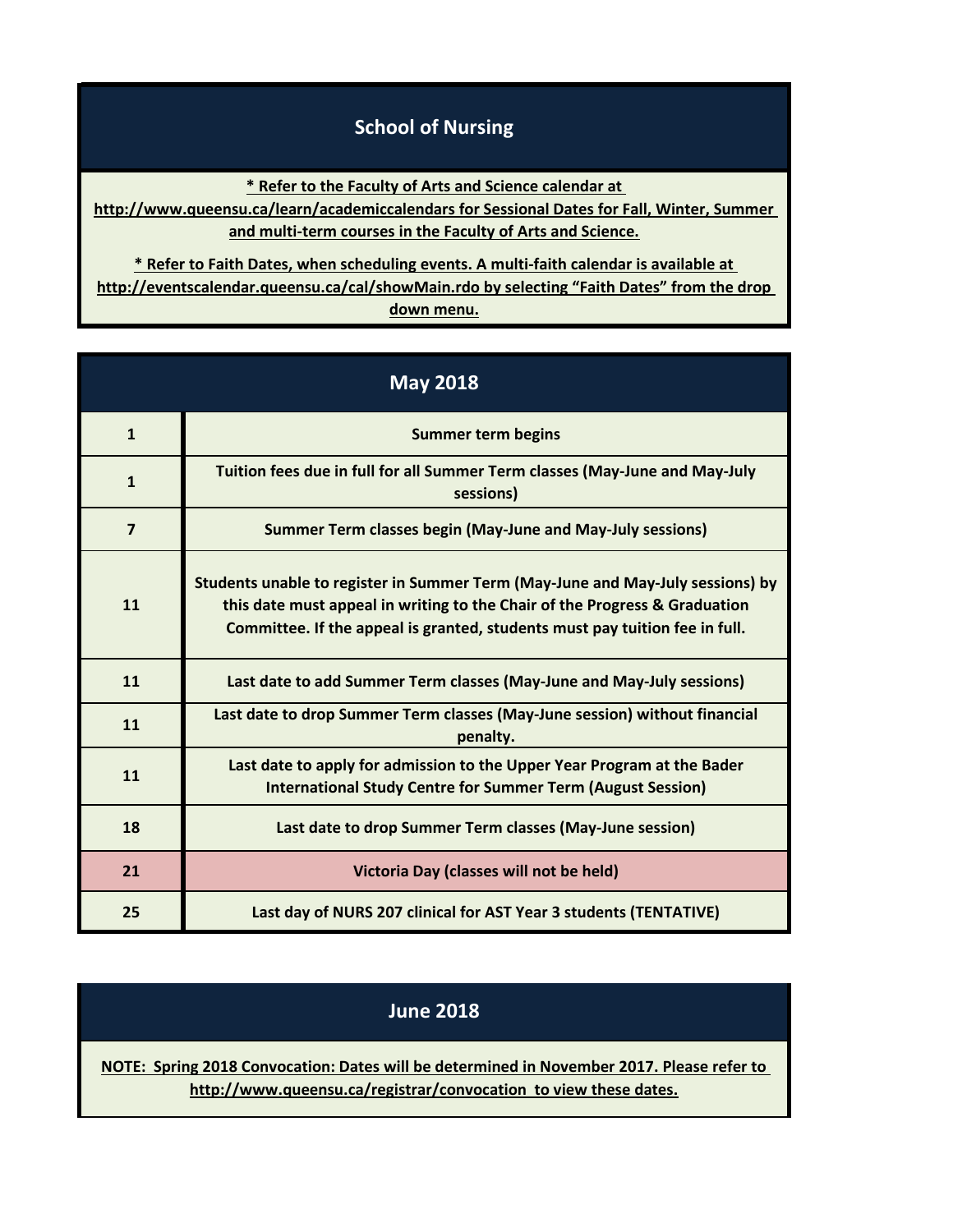# School of Nursing

**\* Refer to the Faculty of Arts and Science calendar at http://www.queensu.ca/learn/academiccalendars for Sessional Dates for Fall, Winter, Summer and multi-term courses in the Faculty of Arts and Science.**

**\* Refer to Faith Dates, when scheduling events. A multi-faith calendar is available at http://eventscalendar.queensu.ca/cal/showMain.rdo by selecting "Faith Dates" from the drop down menu.**

## May 2018

| Date | Event |
|---|---|
| 1 | Summer term begins |
| 1 | Tuition fees due in full for all Summer Term classes (May-June and May-July sessions) |
| 7 | Summer Term classes begin (May-June and May-July sessions) |
| 11 | Students unable to register in Summer Term (May-June and May-July sessions) by this date must appeal in writing to the Chair of the Progress & Graduation Committee. If the appeal is granted, students must pay tuition fee in full. |
| 11 | Last date to add Summer Term classes (May-June and May-July sessions) |
| 11 | Last date to drop Summer Term classes (May-June session) without financial penalty. |
| 11 | Last date to apply for admission to the Upper Year Program at the Bader International Study Centre for Summer Term (August Session) |
| 18 | Last date to drop Summer Term classes (May-June session) |
| 21 | Victoria Day (classes will not be held) |
| 25 | Last day of NURS 207 clinical for AST Year 3 students (TENTATIVE) |

## June 2018

**NOTE: Spring 2018 Convocation: Dates will be determined in November 2017. Please refer to http://www.queensu.ca/registrar/convocation to view these dates.**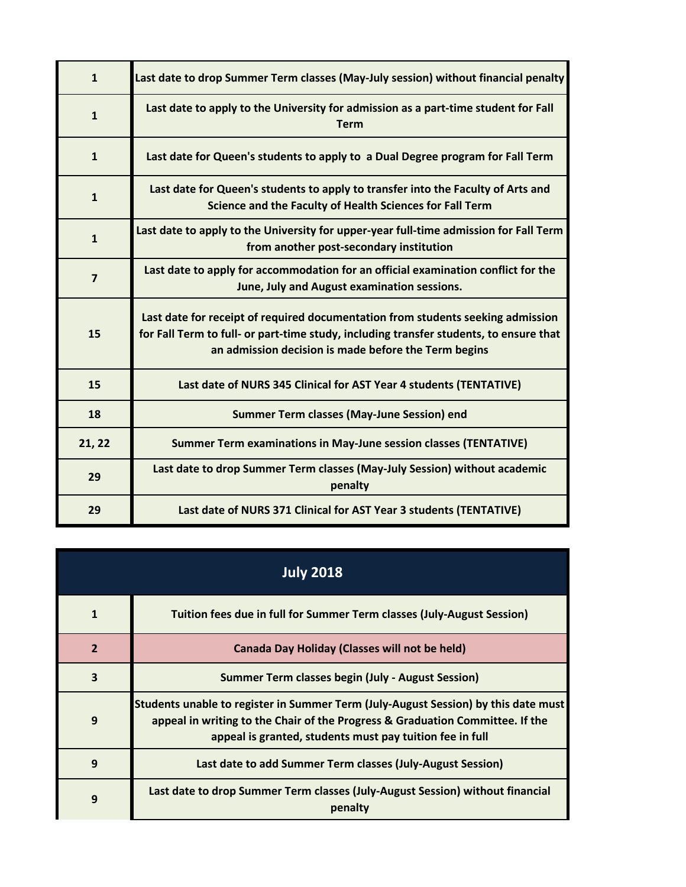| | |
|---|---|
| **1** | **Last date to drop Summer Term classes (May-July session) without financial penalty** |
| **1** | **Last date to apply to the University for admission as a part-time student for Fall Term** |
| **1** | **Last date for Queen's students to apply to  a Dual Degree program for Fall Term** |
| **1** | **Last date for Queen's students to apply to transfer into the Faculty of Arts and Science and the Faculty of Health Sciences for Fall Term** |
| **1** | **Last date to apply to the University for upper-year full-time admission for Fall Term from another post-secondary institution** |
| **7** | **Last date to apply for accommodation for an official examination conflict for the June, July and August examination sessions.** |
| **15** | **Last date for receipt of required documentation from students seeking admission for Fall Term to full- or part-time study, including transfer students, to ensure that an admission decision is made before the Term begins** |
| **15** | **Last date of NURS 345 Clinical for AST Year 4 students (TENTATIVE)** |
| **18** | **Summer Term classes (May-June Session) end** |
| **21, 22** | **Summer Term examinations in May-June session classes (TENTATIVE)** |
| **29** | **Last date to drop Summer Term classes (May-July Session) without academic penalty** |
| **29** | **Last date of NURS 371 Clinical for AST Year 3 students (TENTATIVE)** |

| **July 2018** | |
|---|---|
| **1** | **Tuition fees due in full for Summer Term classes (July-August Session)** |
| **2** | **Canada Day Holiday (Classes will not be held)** |
| **3** | **Summer Term classes begin (July - August Session)** |
| **9** | **Students unable to register in Summer Term (July-August Session) by this date must appeal in writing to the Chair of the Progress & Graduation Committee. If the appeal is granted, students must pay tuition fee in full** |
| **9** | **Last date to add Summer Term classes (July-August Session)** |
| **9** | **Last date to drop Summer Term classes (July-August Session) without financial penalty** |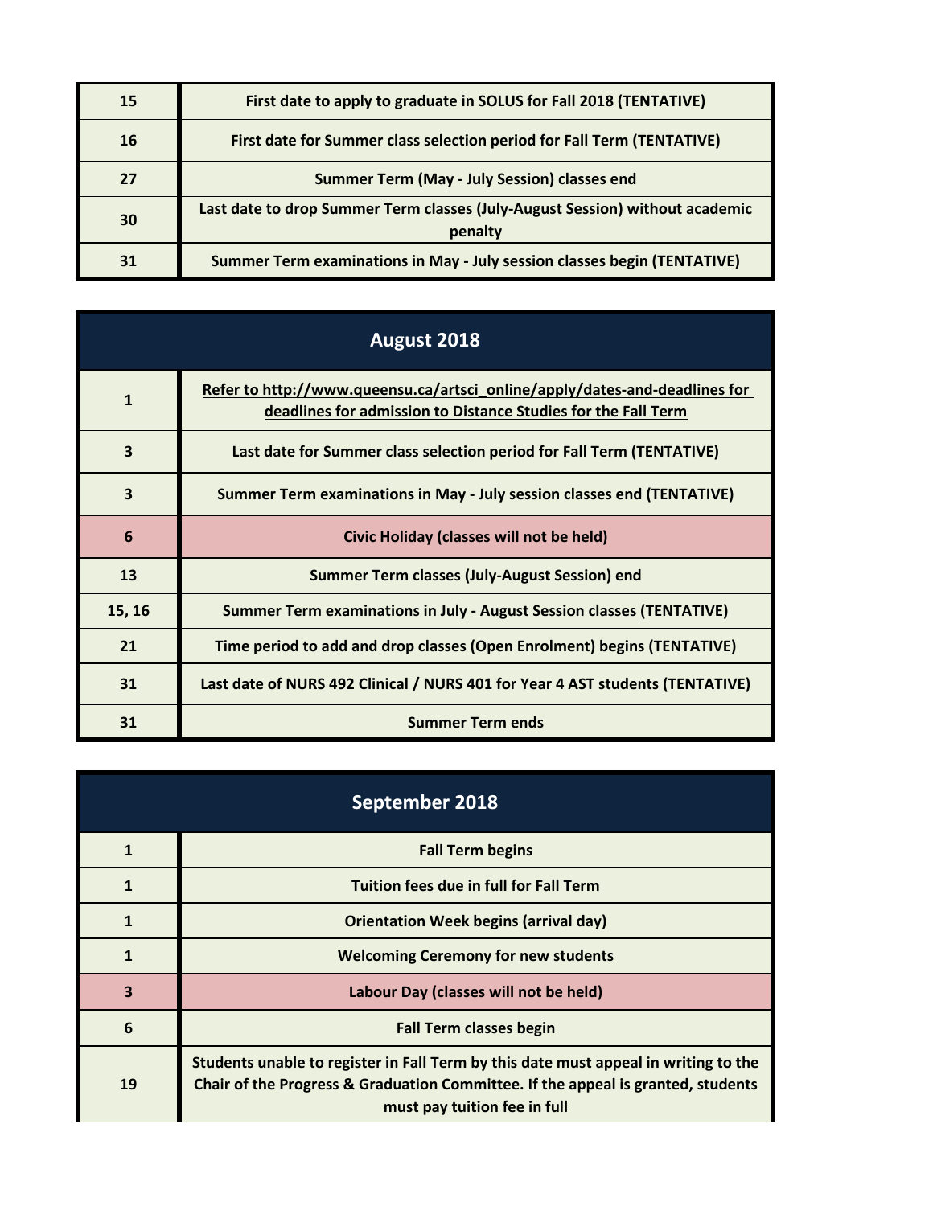| | |
|---|---|
| 15 | First date to apply to graduate in SOLUS for Fall 2018 (TENTATIVE) |
| 16 | First date for Summer class selection period for Fall Term (TENTATIVE) |
| 27 | Summer Term (May - July Session) classes end |
| 30 | Last date to drop Summer Term classes (July-August Session) without academic penalty |
| 31 | Summer Term examinations in May - July session classes begin (TENTATIVE) |

| August 2018 | |
|---|---|
| 1 | Refer to http://www.queensu.ca/artsci_online/apply/dates-and-deadlines for deadlines for admission to Distance Studies for the Fall Term |
| 3 | Last date for Summer class selection period for Fall Term (TENTATIVE) |
| 3 | Summer Term examinations in May - July session classes end (TENTATIVE) |
| 6 | Civic Holiday (classes will not be held) |
| 13 | Summer Term classes (July-August Session) end |
| 15, 16 | Summer Term examinations in July - August Session classes (TENTATIVE) |
| 21 | Time period to add and drop classes (Open Enrolment) begins (TENTATIVE) |
| 31 | Last date of NURS 492 Clinical / NURS 401 for Year 4 AST students (TENTATIVE) |
| 31 | Summer Term ends |

| September 2018 | |
|---|---|
| 1 | Fall Term begins |
| 1 | Tuition fees due in full for Fall Term |
| 1 | Orientation Week begins (arrival day) |
| 1 | Welcoming Ceremony for new students |
| 3 | Labour Day (classes will not be held) |
| 6 | Fall Term classes begin |
| 19 | Students unable to register in Fall Term by this date must appeal in writing to the Chair of the Progress & Graduation Committee. If the appeal is granted, students must pay tuition fee in full |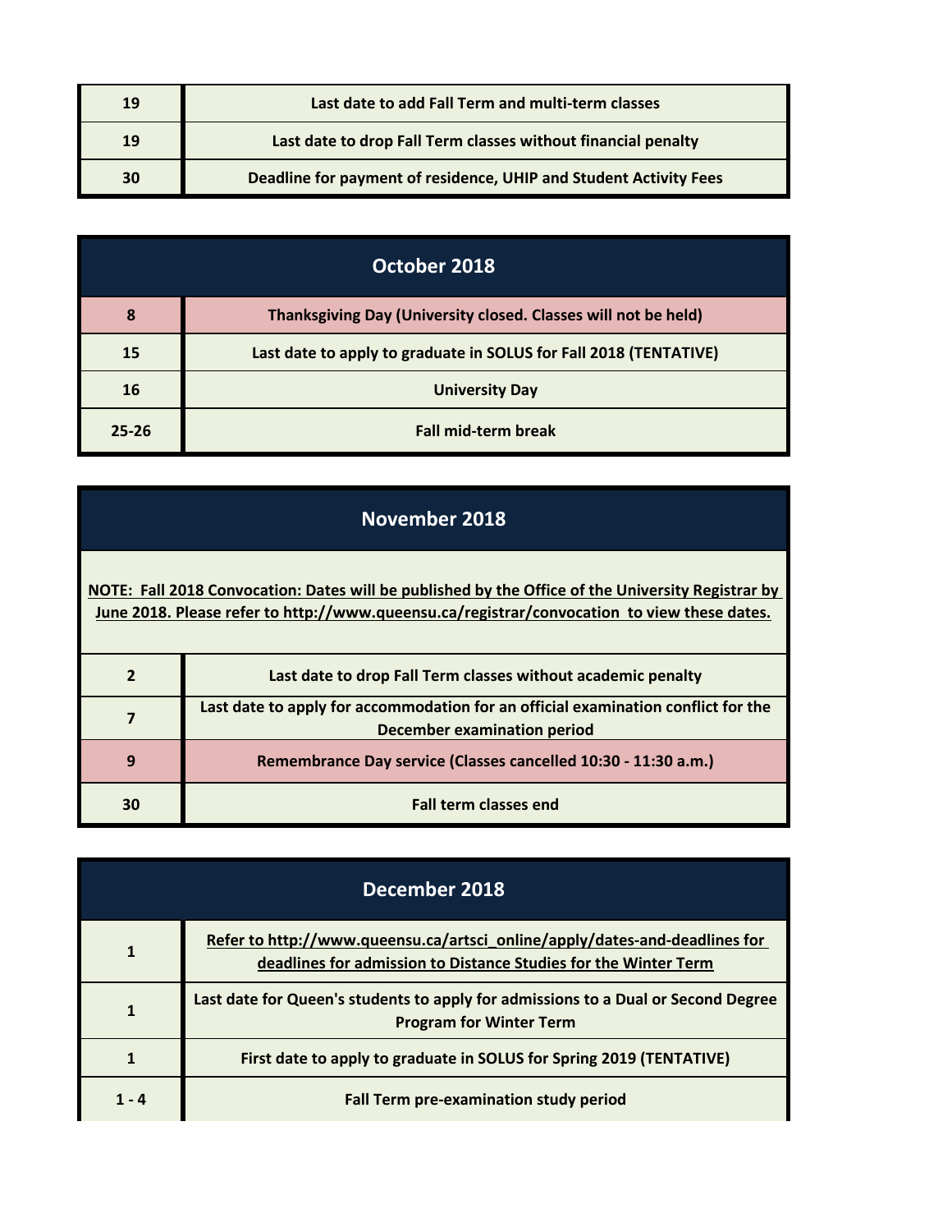| | |
|---|---|
| 19 | Last date to add Fall Term and multi-term classes |
| 19 | Last date to drop Fall Term classes without financial penalty |
| 30 | Deadline for payment of residence, UHIP and Student Activity Fees |

| October 2018 | |
|---|---|
| 8 | Thanksgiving Day (University closed. Classes will not be held) |
| 15 | Last date to apply to graduate in SOLUS for Fall 2018 (TENTATIVE) |
| 16 | University Day |
| 25-26 | Fall mid-term break |

| November 2018 | |
|---|---|
| NOTE: Fall 2018 Convocation: Dates will be published by the Office of the University Registrar by June 2018. Please refer to http://www.queensu.ca/registrar/convocation to view these dates. | |
| 2 | Last date to drop Fall Term classes without academic penalty |
| 7 | Last date to apply for accommodation for an official examination conflict for the December examination period |
| 9 | Remembrance Day service (Classes cancelled 10:30 - 11:30 a.m.) |
| 30 | Fall term classes end |

| December 2018 | |
|---|---|
| 1 | Refer to http://www.queensu.ca/artsci_online/apply/dates-and-deadlines for deadlines for admission to Distance Studies for the Winter Term |
| 1 | Last date for Queen's students to apply for admissions to a Dual or Second Degree Program for Winter Term |
| 1 | First date to apply to graduate in SOLUS for Spring 2019 (TENTATIVE) |
| 1 - 4 | Fall Term pre-examination study period |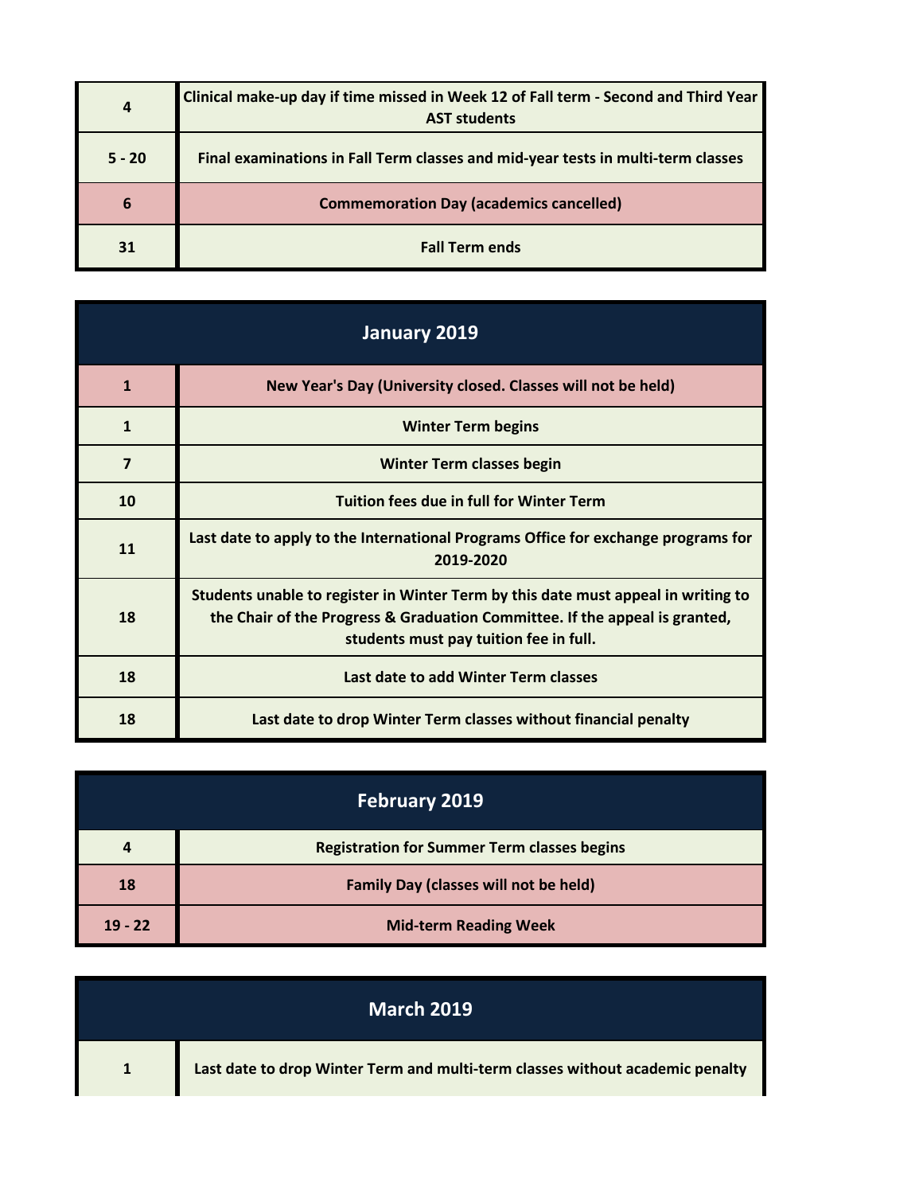| | |
|---|---|
| 4 | Clinical make-up day if time missed in Week 12 of Fall term - Second and Third Year AST students |
| 5 - 20 | Final examinations in Fall Term classes and mid-year tests in multi-term classes |
| 6 | Commemoration Day (academics cancelled) |
| 31 | Fall Term ends |

## January 2019

| | |
|---|---|
| 1 | New Year's Day (University closed. Classes will not be held) |
| 1 | Winter Term begins |
| 7 | Winter Term classes begin |
| 10 | Tuition fees due in full for Winter Term |
| 11 | Last date to apply to the International Programs Office for exchange programs for 2019-2020 |
| 18 | Students unable to register in Winter Term by this date must appeal in writing to the Chair of the Progress & Graduation Committee. If the appeal is granted, students must pay tuition fee in full. |
| 18 | Last date to add Winter Term classes |
| 18 | Last date to drop Winter Term classes without financial penalty |

## February 2019

| | |
|---|---|
| 4 | Registration for Summer Term classes begins |
| 18 | Family Day (classes will not be held) |
| 19 - 22 | Mid-term Reading Week |

## March 2019

| | |
|---|---|
| 1 | Last date to drop Winter Term and multi-term classes without academic penalty |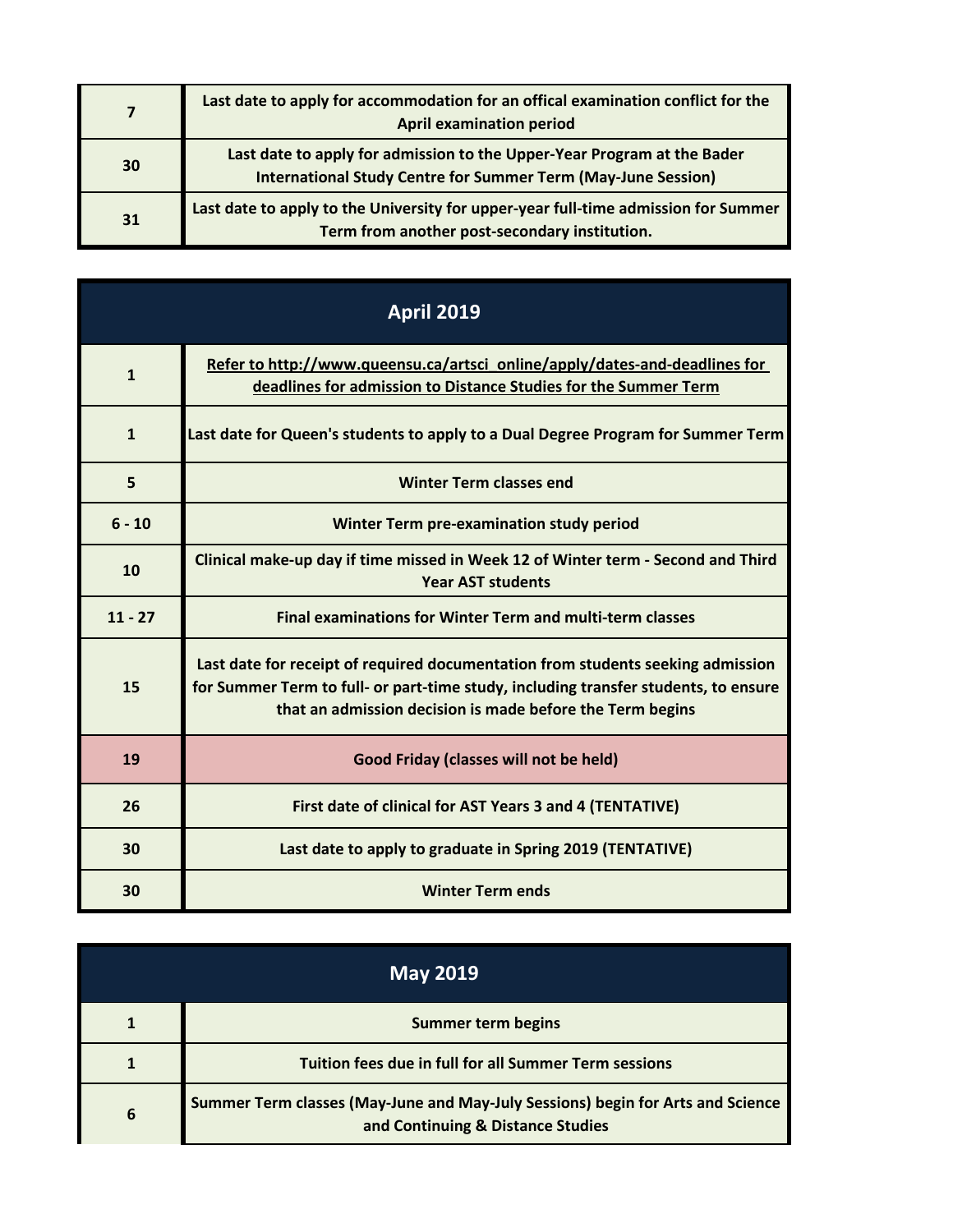| | |
|---|---|
| 7 | Last date to apply for accommodation for an offical examination conflict for the April examination period |
| 30 | Last date to apply for admission to the Upper-Year Program at the Bader International Study Centre for Summer Term (May-June Session) |
| 31 | Last date to apply to the University for upper-year full-time admission for Summer Term from another post-secondary institution. |

| April 2019 | |
|---|---|
| 1 | Refer to http://www.queensu.ca/artsci_online/apply/dates-and-deadlines for deadlines for admission to Distance Studies for the Summer Term |
| 1 | Last date for Queen's students to apply to a Dual Degree Program for Summer Term |
| 5 | Winter Term classes end |
| 6 - 10 | Winter Term pre-examination study period |
| 10 | Clinical make-up day if time missed in Week 12 of Winter term - Second and Third Year AST students |
| 11 - 27 | Final examinations for Winter Term and multi-term classes |
| 15 | Last date for receipt of required documentation from students seeking admission for Summer Term to full- or part-time study, including transfer students, to ensure that an admission decision is made before the Term begins |
| 19 | Good Friday (classes will not be held) |
| 26 | First date of clinical for AST Years 3 and 4 (TENTATIVE) |
| 30 | Last date to apply to graduate in Spring 2019 (TENTATIVE) |
| 30 | Winter Term ends |

| May 2019 | |
|---|---|
| 1 | Summer term begins |
| 1 | Tuition fees due in full for all Summer Term sessions |
| 6 | Summer Term classes (May-June and May-July Sessions) begin for Arts and Science and Continuing & Distance Studies |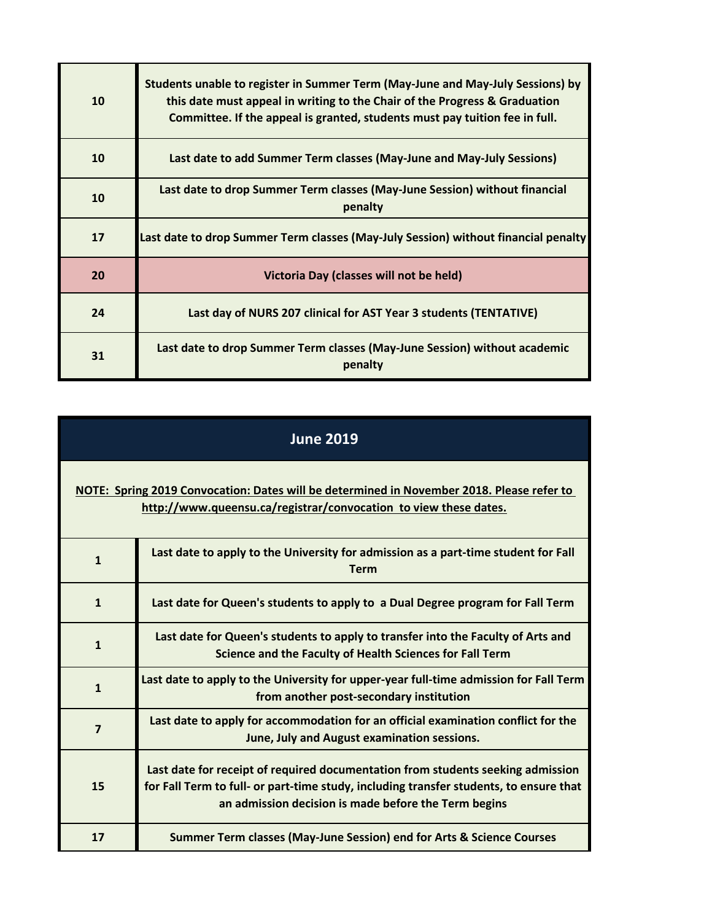| | |
|---|---|
| 10 | Students unable to register in Summer Term (May-June and May-July Sessions) by this date must appeal in writing to the Chair of the Progress & Graduation Committee. If the appeal is granted, students must pay tuition fee in full. |
| 10 | Last date to add Summer Term classes (May-June and May-July Sessions) |
| 10 | Last date to drop Summer Term classes (May-June Session) without financial penalty |
| 17 | Last date to drop Summer Term classes (May-July Session) without financial penalty |
| 20 | Victoria Day (classes will not be held) |
| 24 | Last day of NURS 207 clinical for AST Year 3 students (TENTATIVE) |
| 31 | Last date to drop Summer Term classes (May-June Session) without academic penalty |

## June 2019

**NOTE: Spring 2019 Convocation: Dates will be determined in November 2018. Please refer to http://www.queensu.ca/registrar/convocation to view these dates.**

| | |
|---|---|
| 1 | Last date to apply to the University for admission as a part-time student for Fall Term |
| 1 | Last date for Queen's students to apply to a Dual Degree program for Fall Term |
| 1 | Last date for Queen's students to apply to transfer into the Faculty of Arts and Science and the Faculty of Health Sciences for Fall Term |
| 1 | Last date to apply to the University for upper-year full-time admission for Fall Term from another post-secondary institution |
| 7 | Last date to apply for accommodation for an official examination conflict for the June, July and August examination sessions. |
| 15 | Last date for receipt of required documentation from students seeking admission for Fall Term to full- or part-time study, including transfer students, to ensure that an admission decision is made before the Term begins |
| 17 | Summer Term classes (May-June Session) end for Arts & Science Courses |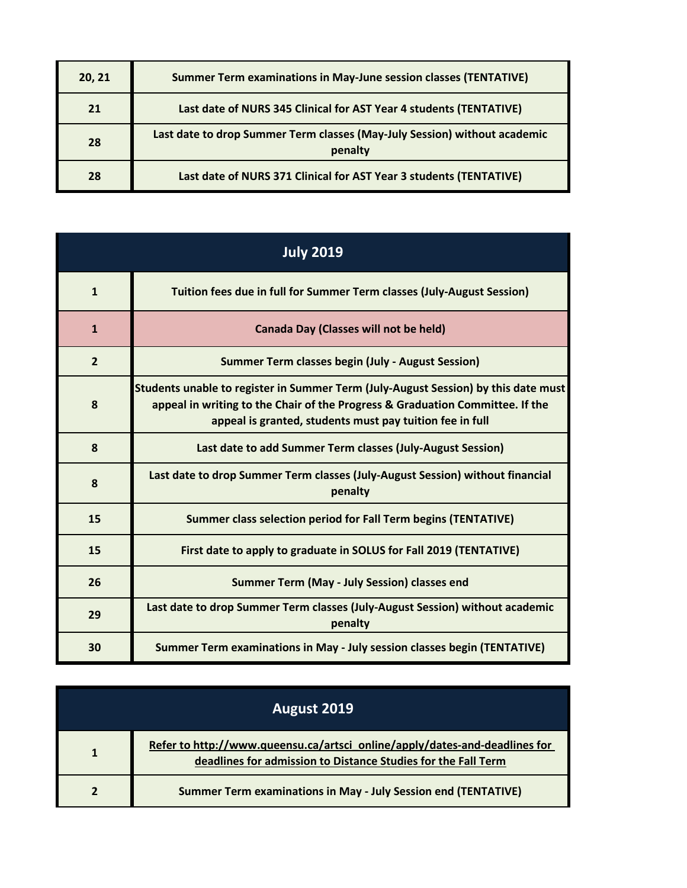| | |
|---|---|
| **20, 21** | **Summer Term examinations in May-June session classes (TENTATIVE)** |
| **21** | **Last date of NURS 345 Clinical for AST Year 4 students (TENTATIVE)** |
| **28** | **Last date to drop Summer Term classes (May-July Session) without academic penalty** |
| **28** | **Last date of NURS 371 Clinical for AST Year 3 students (TENTATIVE)** |

| **July 2019** | |
|---|---|
| **1** | **Tuition fees due in full for Summer Term classes (July-August Session)** |
| **1** | **Canada Day (Classes will not be held)** |
| **2** | **Summer Term classes begin (July - August Session)** |
| **8** | **Students unable to register in Summer Term (July-August Session) by this date must appeal in writing to the Chair of the Progress & Graduation Committee. If the appeal is granted, students must pay tuition fee in full** |
| **8** | **Last date to add Summer Term classes (July-August Session)** |
| **8** | **Last date to drop Summer Term classes (July-August Session) without financial penalty** |
| **15** | **Summer class selection period for Fall Term begins (TENTATIVE)** |
| **15** | **First date to apply to graduate in SOLUS for Fall 2019 (TENTATIVE)** |
| **26** | **Summer Term (May - July Session) classes end** |
| **29** | **Last date to drop Summer Term classes (July-August Session) without academic penalty** |
| **30** | **Summer Term examinations in May - July session classes begin (TENTATIVE)** |

| **August 2019** | |
|---|---|
| **1** | **Refer to http://www.queensu.ca/artsci_online/apply/dates-and-deadlines for deadlines for admission to Distance Studies for the Fall Term** |
| **2** | **Summer Term examinations in May - July Session end (TENTATIVE)** |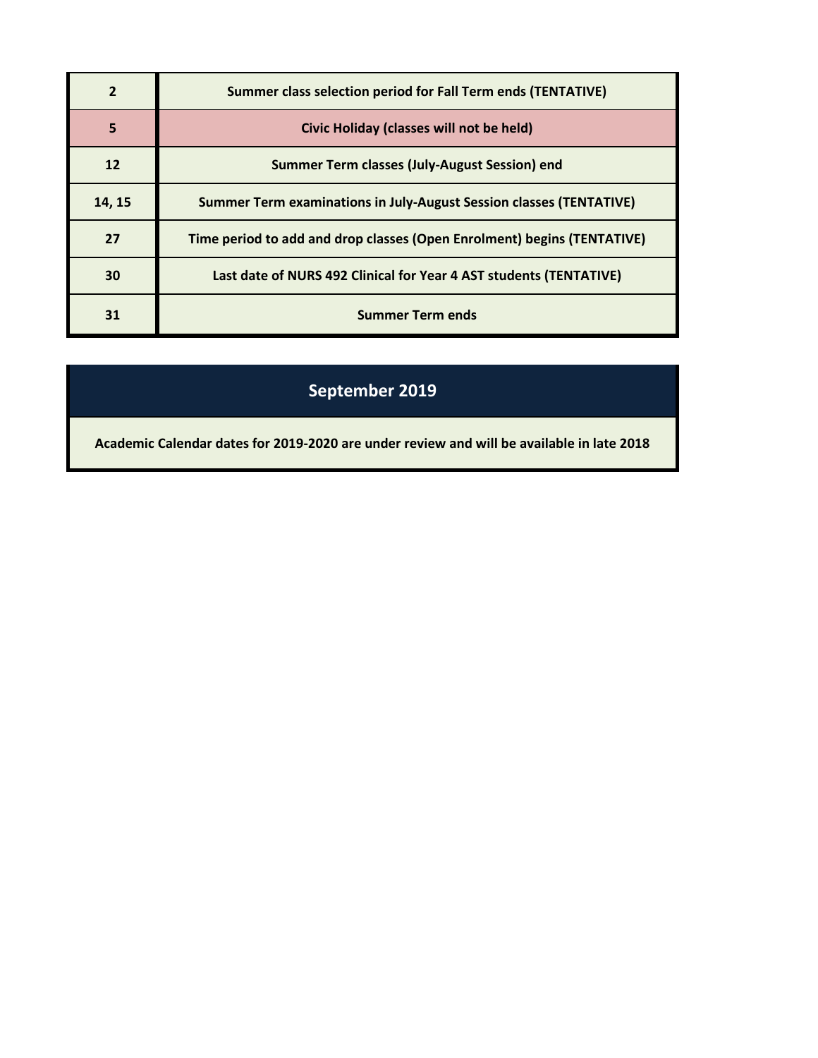| | |
|---|---|
| 2 | Summer class selection period for Fall Term ends (TENTATIVE) |
| 5 | Civic Holiday (classes will not be held) |
| 12 | Summer Term classes (July-August Session) end |
| 14, 15 | Summer Term examinations in July-August Session classes (TENTATIVE) |
| 27 | Time period to add and drop classes (Open Enrolment) begins (TENTATIVE) |
| 30 | Last date of NURS 492 Clinical for Year 4 AST students (TENTATIVE) |
| 31 | Summer Term ends |

## September 2019

**Academic Calendar dates for 2019-2020 are under review and will be available in late 2018**